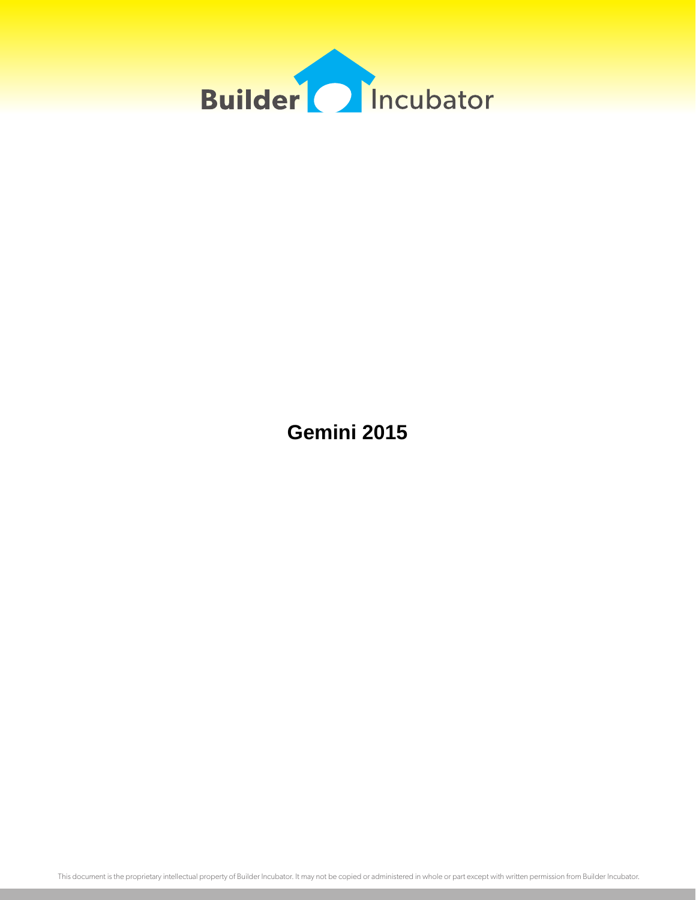Builder Incubator

# Gemini 2015

This document is the proprietary intellectual property of Builder Incubator. It may not be copied or administered in whole or part except with written permission from Builder Incubator.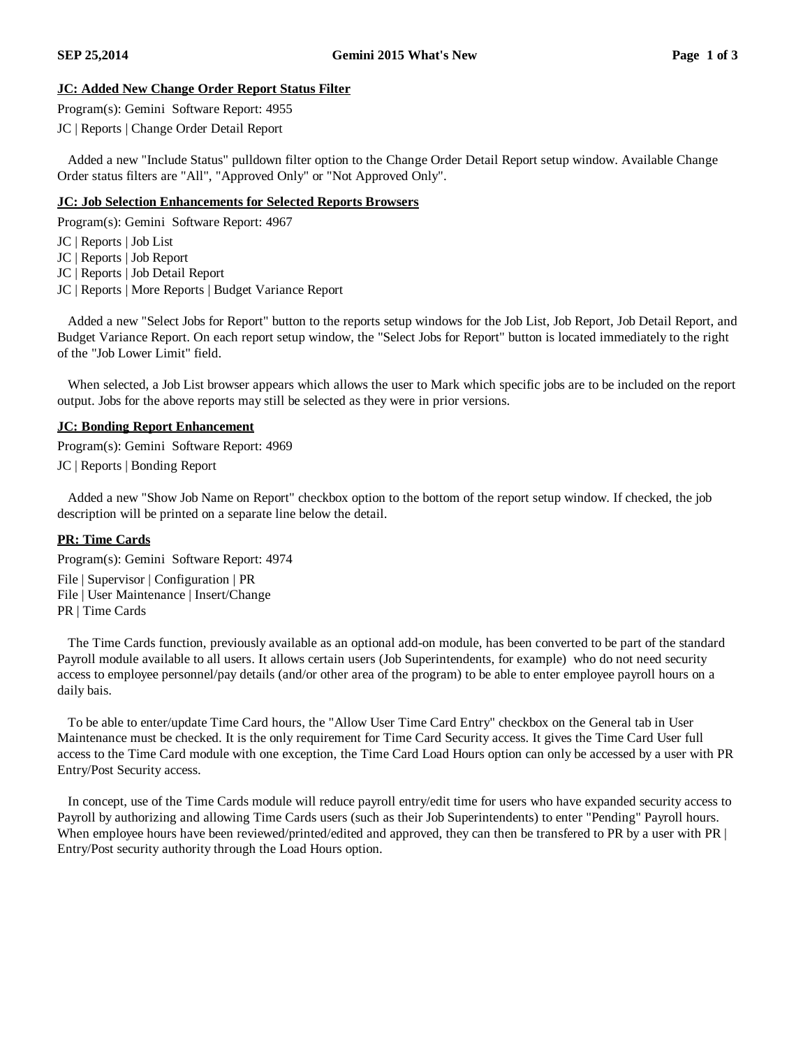## JC: Added New Change Order Report Status Filter

Program(s): Gemini  Software Report: 4955

JC | Reports | Change Order Detail Report

Added a new "Include Status" pulldown filter option to the Change Order Detail Report setup window. Available Change Order status filters are "All", "Approved Only" or "Not Approved Only".

## JC: Job Selection Enhancements for Selected Reports Browsers

Program(s): Gemini  Software Report: 4967

JC | Reports | Job List
JC | Reports | Job Report
JC | Reports | Job Detail Report
JC | Reports | More Reports | Budget Variance Report

Added a new "Select Jobs for Report" button to the reports setup windows for the Job List, Job Report, Job Detail Report, and Budget Variance Report. On each report setup window, the "Select Jobs for Report" button is located immediately to the right of the "Job Lower Limit" field.

When selected, a Job List browser appears which allows the user to Mark which specific jobs are to be included on the report output. Jobs for the above reports may still be selected as they were in prior versions.

## JC: Bonding Report Enhancement

Program(s): Gemini  Software Report: 4969

JC | Reports | Bonding Report

Added a new "Show Job Name on Report" checkbox option to the bottom of the report setup window. If checked, the job description will be printed on a separate line below the detail.

## PR: Time Cards

Program(s): Gemini  Software Report: 4974

File | Supervisor | Configuration | PR
File | User Maintenance | Insert/Change
PR | Time Cards

The Time Cards function, previously available as an optional add-on module, has been converted to be part of the standard Payroll module available to all users. It allows certain users (Job Superintendents, for example) who do not need security access to employee personnel/pay details (and/or other area of the program) to be able to enter employee payroll hours on a daily bais.

To be able to enter/update Time Card hours, the "Allow User Time Card Entry" checkbox on the General tab in User Maintenance must be checked. It is the only requirement for Time Card Security access. It gives the Time Card User full access to the Time Card module with one exception, the Time Card Load Hours option can only be accessed by a user with PR Entry/Post Security access.

In concept, use of the Time Cards module will reduce payroll entry/edit time for users who have expanded security access to Payroll by authorizing and allowing Time Cards users (such as their Job Superintendents) to enter "Pending" Payroll hours. When employee hours have been reviewed/printed/edited and approved, they can then be transfered to PR by a user with PR | Entry/Post security authority through the Load Hours option.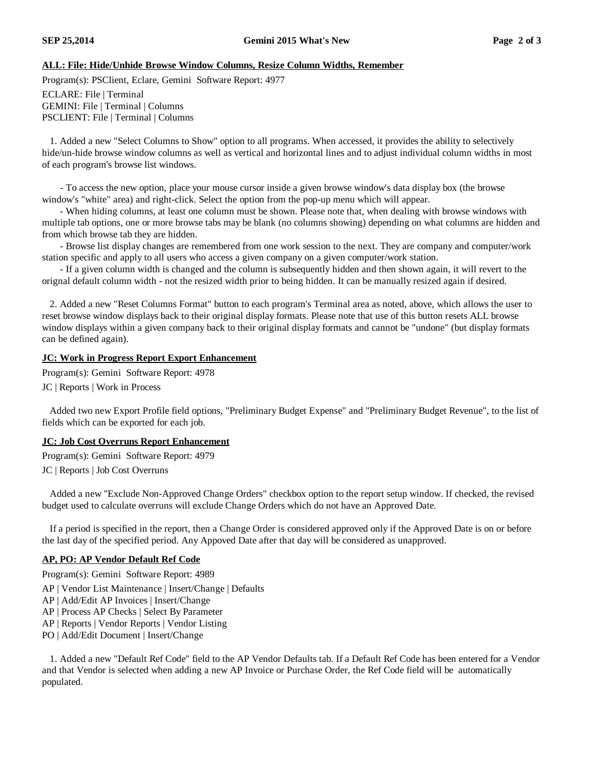## ALL: File: Hide/Unhide Browse Window Columns, Resize Column Widths, Remember

Program(s): PSClient, Eclare, Gemini  Software Report: 4977

ECLARE: File | Terminal
GEMINI: File | Terminal | Columns
PSCLIENT: File | Terminal | Columns

1. Added a new "Select Columns to Show" option to all programs. When accessed, it provides the ability to selectively hide/un-hide browse window columns as well as vertical and horizontal lines and to adjust individual column widths in most of each program's browse list windows.

   - To access the new option, place your mouse cursor inside a given browse window's data display box (the browse window's "white" area) and right-click. Select the option from the pop-up menu which will appear.
   - When hiding columns, at least one column must be shown. Please note that, when dealing with browse windows with multiple tab options, one or more browse tabs may be blank (no columns showing) depending on what columns are hidden and from which browse tab they are hidden.
   - Browse list display changes are remembered from one work session to the next. They are company and computer/work station specific and apply to all users who access a given company on a given computer/work station.
   - If a given column width is changed and the column is subsequently hidden and then shown again, it will revert to the orignal default column width - not the resized width prior to being hidden. It can be manually resized again if desired.

2. Added a new "Reset Columns Format" button to each program's Terminal area as noted, above, which allows the user to reset browse window displays back to their original display formats. Please note that use of this button resets ALL browse window displays within a given company back to their original display formats and cannot be "undone" (but display formats can be defined again).

## JC: Work in Progress Report Export Enhancement

Program(s): Gemini  Software Report: 4978

JC | Reports | Work in Process

Added two new Export Profile field options, "Preliminary Budget Expense" and "Preliminary Budget Revenue", to the list of fields which can be exported for each job.

## JC: Job Cost Overruns Report Enhancement

Program(s): Gemini  Software Report: 4979

JC | Reports | Job Cost Overruns

Added a new "Exclude Non-Approved Change Orders" checkbox option to the report setup window. If checked, the revised budget used to calculate overruns will exclude Change Orders which do not have an Approved Date.

If a period is specified in the report, then a Change Order is considered approved only if the Approved Date is on or before the last day of the specified period. Any Appoved Date after that day will be considered as unapproved.

## AP, PO: AP Vendor Default Ref Code

Program(s): Gemini  Software Report: 4989

AP | Vendor List Maintenance | Insert/Change | Defaults
AP | Add/Edit AP Invoices | Insert/Change
AP | Process AP Checks | Select By Parameter
AP | Reports | Vendor Reports | Vendor Listing
PO | Add/Edit Document | Insert/Change

1. Added a new "Default Ref Code" field to the AP Vendor Defaults tab. If a Default Ref Code has been entered for a Vendor and that Vendor is selected when adding a new AP Invoice or Purchase Order, the Ref Code field will be automatically populated.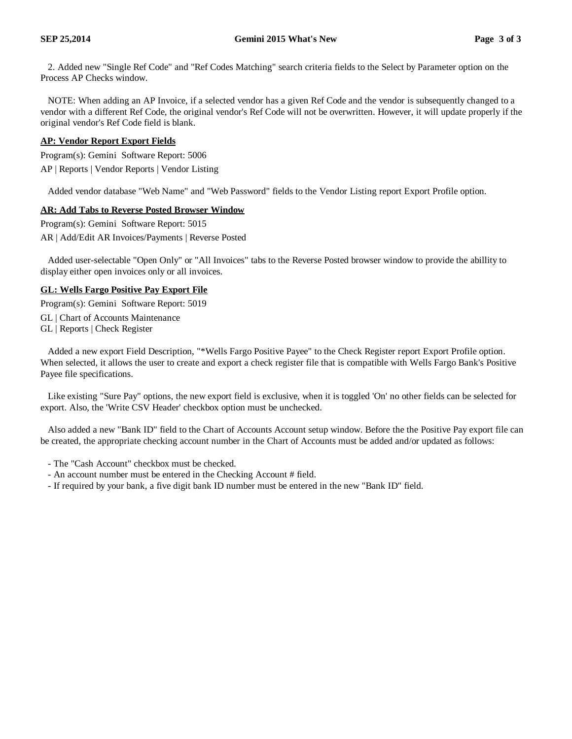2. Added new "Single Ref Code" and "Ref Codes Matching" search criteria fields to the Select by Parameter option on the Process AP Checks window.

NOTE: When adding an AP Invoice, if a selected vendor has a given Ref Code and the vendor is subsequently changed to a vendor with a different Ref Code, the original vendor's Ref Code will not be overwritten. However, it will update properly if the original vendor's Ref Code field is blank.

### AP: Vendor Report Export Fields

Program(s): Gemini  Software Report: 5006

AP | Reports | Vendor Reports | Vendor Listing

Added vendor database "Web Name" and "Web Password" fields to the Vendor Listing report Export Profile option.

### AR: Add Tabs to Reverse Posted Browser Window

Program(s): Gemini  Software Report: 5015

AR | Add/Edit AR Invoices/Payments | Reverse Posted

Added user-selectable "Open Only" or "All Invoices" tabs to the Reverse Posted browser window to provide the abillity to display either open invoices only or all invoices.

### GL: Wells Fargo Positive Pay Export File

Program(s): Gemini  Software Report: 5019

GL | Chart of Accounts Maintenance
GL | Reports | Check Register

Added a new export Field Description, "*Wells Fargo Positive Payee" to the Check Register report Export Profile option. When selected, it allows the user to create and export a check register file that is compatible with Wells Fargo Bank's Positive Payee file specifications.

Like existing "Sure Pay" options, the new export field is exclusive, when it is toggled 'On' no other fields can be selected for export. Also, the 'Write CSV Header' checkbox option must be unchecked.

Also added a new "Bank ID" field to the Chart of Accounts Account setup window. Before the the Positive Pay export file can be created, the appropriate checking account number in the Chart of Accounts must be added and/or updated as follows:

- The "Cash Account" checkbox must be checked.
- An account number must be entered in the Checking Account # field.
- If required by your bank, a five digit bank ID number must be entered in the new "Bank ID" field.